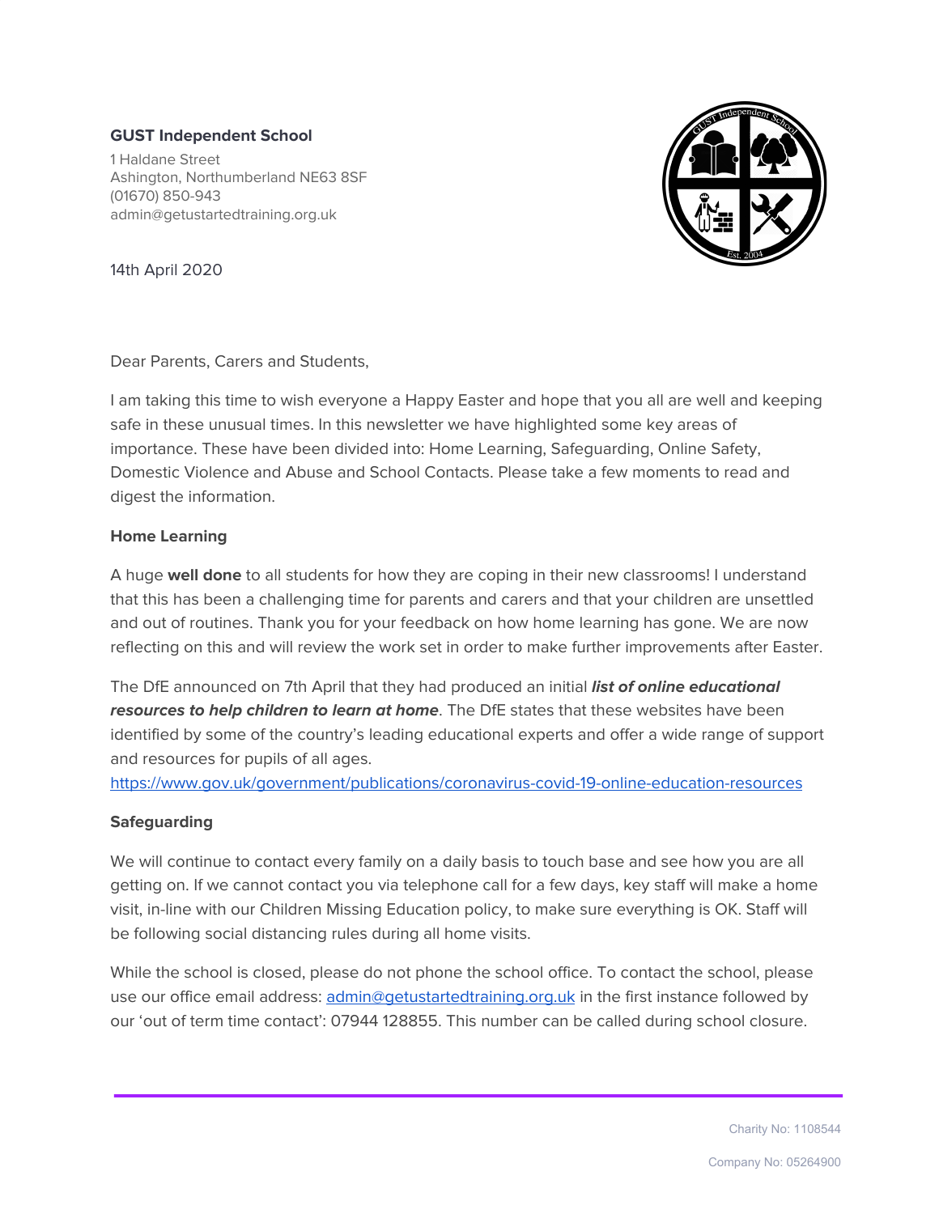**GUST Independent School**

1 Haldane Street
Ashington, Northumberland NE63 8SF
(01670) 850-943
admin@getustartedtraining.org.uk

14th April 2020

Dear Parents, Carers and Students,

I am taking this time to wish everyone a Happy Easter and hope that you all are well and keeping safe in these unusual times. In this newsletter we have highlighted some key areas of importance. These have been divided into: Home Learning, Safeguarding, Online Safety, Domestic Violence and Abuse and School Contacts. Please take a few moments to read and digest the information.

**Home Learning**

A huge **well done** to all students for how they are coping in their new classrooms! I understand that this has been a challenging time for parents and carers and that your children are unsettled and out of routines. Thank you for your feedback on how home learning has gone. We are now reflecting on this and will review the work set in order to make further improvements after Easter.

The DfE announced on 7th April that they had produced an initial ***list of online educational resources to help children to learn at home***. The DfE states that these websites have been identified by some of the country's leading educational experts and offer a wide range of support and resources for pupils of all ages.
https://www.gov.uk/government/publications/coronavirus-covid-19-online-education-resources

**Safeguarding**

We will continue to contact every family on a daily basis to touch base and see how you are all getting on. If we cannot contact you via telephone call for a few days, key staff will make a home visit, in-line with our Children Missing Education policy, to make sure everything is OK. Staff will be following social distancing rules during all home visits.

While the school is closed, please do not phone the school office. To contact the school, please use our office email address: admin@getustartedtraining.org.uk in the first instance followed by our 'out of term time contact': 07944 128855. This number can be called during school closure.

Charity No: 1108544

Company No: 05264900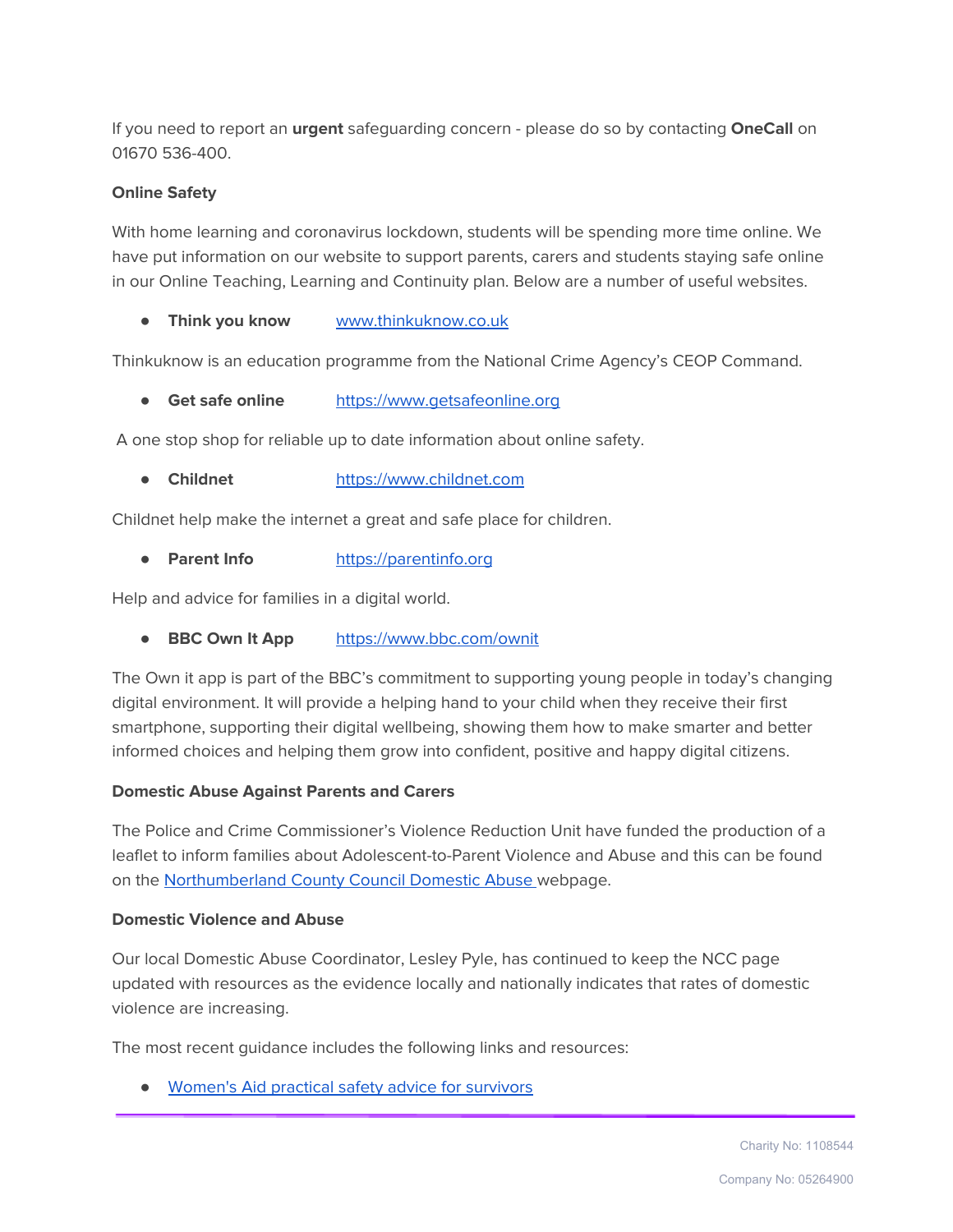If you need to report an **urgent** safeguarding concern - please do so by contacting **OneCall** on 01670 536-400.

**Online Safety**

With home learning and coronavirus lockdown, students will be spending more time online. We have put information on our website to support parents, carers and students staying safe online in our Online Teaching, Learning and Continuity plan. Below are a number of useful websites.

- **Think you know** www.thinkuknow.co.uk

Thinkuknow is an education programme from the National Crime Agency's CEOP Command.

- **Get safe online** https://www.getsafeonline.org

A one stop shop for reliable up to date information about online safety.

- **Childnet** https://www.childnet.com

Childnet help make the internet a great and safe place for children.

- **Parent Info** https://parentinfo.org

Help and advice for families in a digital world.

- **BBC Own It App** https://www.bbc.com/ownit

The Own it app is part of the BBC's commitment to supporting young people in today's changing digital environment. It will provide a helping hand to your child when they receive their first smartphone, supporting their digital wellbeing, showing them how to make smarter and better informed choices and helping them grow into confident, positive and happy digital citizens.

**Domestic Abuse Against Parents and Carers**

The Police and Crime Commissioner's Violence Reduction Unit have funded the production of a leaflet to inform families about Adolescent-to-Parent Violence and Abuse and this can be found on the Northumberland County Council Domestic Abuse webpage.

**Domestic Violence and Abuse**

Our local Domestic Abuse Coordinator, Lesley Pyle, has continued to keep the NCC page updated with resources as the evidence locally and nationally indicates that rates of domestic violence are increasing.

The most recent guidance includes the following links and resources:

- Women's Aid practical safety advice for survivors

Charity No: 1108544

Company No: 05264900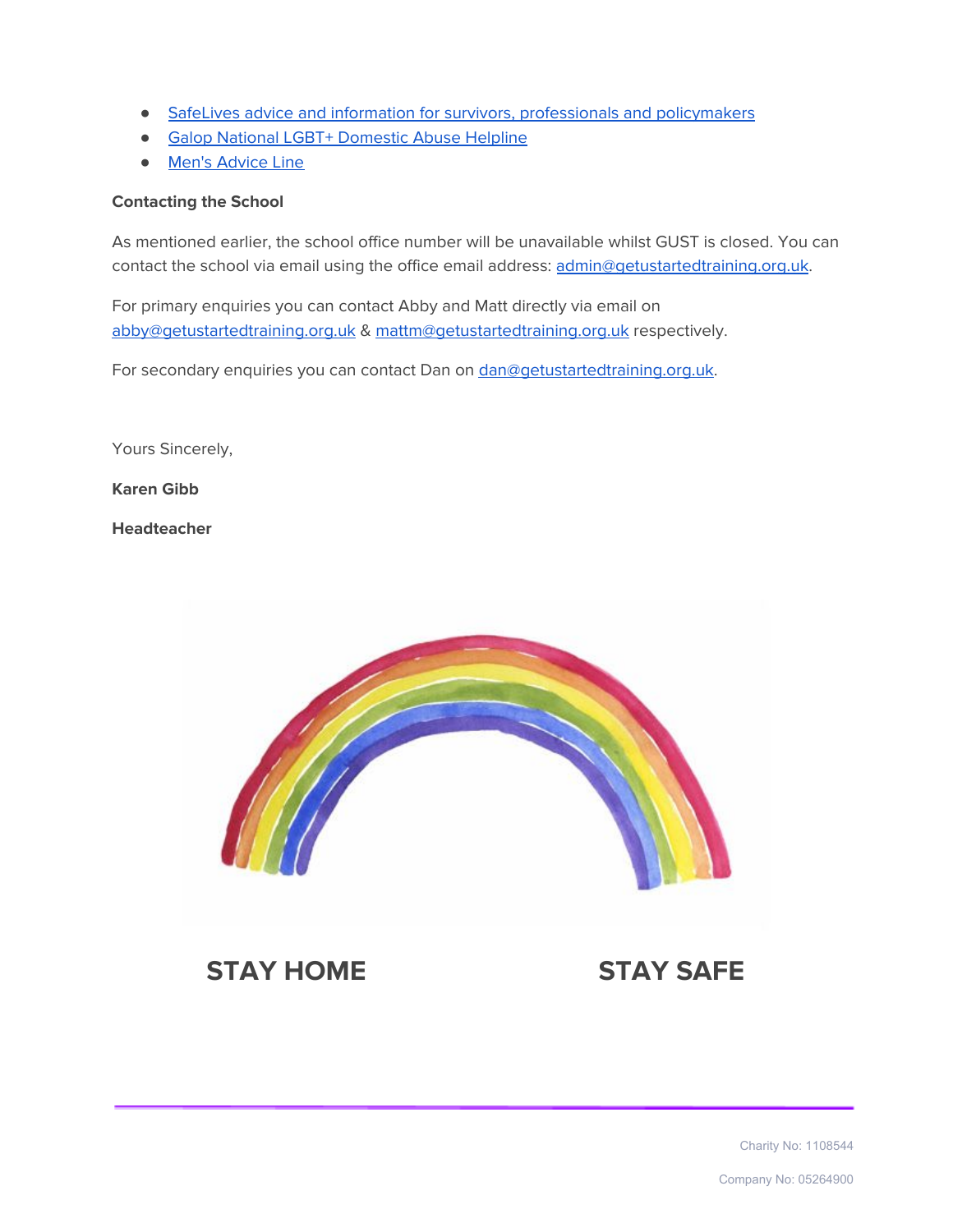- SafeLives advice and information for survivors, professionals and policymakers
- Galop National LGBT+ Domestic Abuse Helpline
- Men's Advice Line

**Contacting the School**

As mentioned earlier, the school office number will be unavailable whilst GUST is closed. You can contact the school via email using the office email address: admin@getustartedtraining.org.uk.

For primary enquiries you can contact Abby and Matt directly via email on abby@getustartedtraining.org.uk & mattm@getustartedtraining.org.uk respectively.

For secondary enquiries you can contact Dan on dan@getustartedtraining.org.uk.

Yours Sincerely,

**Karen Gibb**

**Headteacher**

**STAY HOME** **STAY SAFE**

Charity No: 1108544

Company No: 05264900